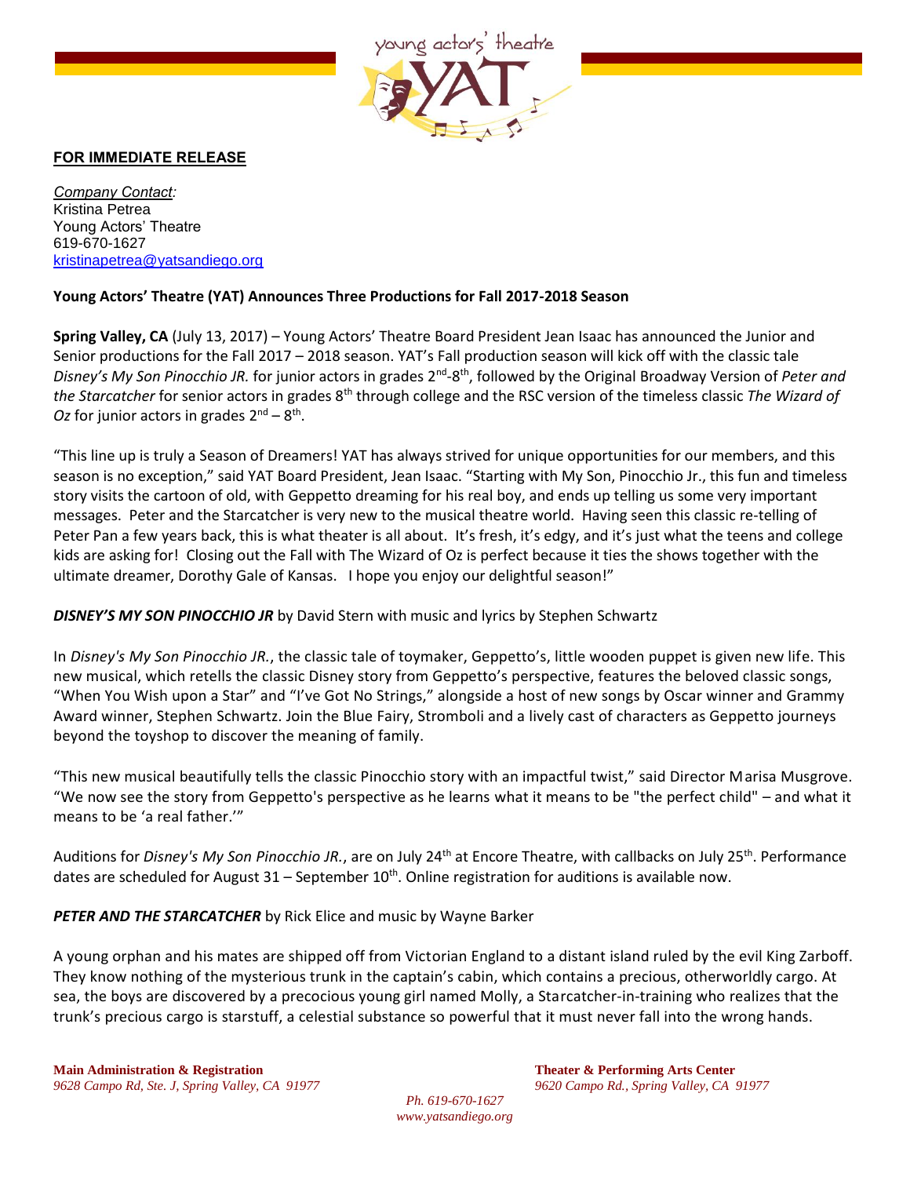**FOR IMMEDIATE RELEASE**

*Company Contact:*
Kristina Petrea
Young Actors' Theatre
619-670-1627
kristinapetrea@yatsandiego.org

**Young Actors' Theatre (YAT) Announces Three Productions for Fall 2017-2018 Season**

**Spring Valley, CA** (July 13, 2017) – Young Actors' Theatre Board President Jean Isaac has announced the Junior and Senior productions for the Fall 2017 – 2018 season. YAT's Fall production season will kick off with the classic tale *Disney's My Son Pinocchio JR.* for junior actors in grades 2nd-8th, followed by the Original Broadway Version of *Peter and the Starcatcher* for senior actors in grades 8th through college and the RSC version of the timeless classic *The Wizard of Oz* for junior actors in grades 2nd – 8th.

"This line up is truly a Season of Dreamers! YAT has always strived for unique opportunities for our members, and this season is no exception," said YAT Board President, Jean Isaac. "Starting with My Son, Pinocchio Jr., this fun and timeless story visits the cartoon of old, with Geppetto dreaming for his real boy, and ends up telling us some very important messages. Peter and the Starcatcher is very new to the musical theatre world. Having seen this classic re-telling of Peter Pan a few years back, this is what theater is all about. It's fresh, it's edgy, and it's just what the teens and college kids are asking for! Closing out the Fall with The Wizard of Oz is perfect because it ties the shows together with the ultimate dreamer, Dorothy Gale of Kansas. I hope you enjoy our delightful season!"

***DISNEY'S MY SON PINOCCHIO JR*** by David Stern with music and lyrics by Stephen Schwartz

In *Disney's My Son Pinocchio JR.*, the classic tale of toymaker, Geppetto's, little wooden puppet is given new life. This new musical, which retells the classic Disney story from Geppetto's perspective, features the beloved classic songs, "When You Wish upon a Star" and "I've Got No Strings," alongside a host of new songs by Oscar winner and Grammy Award winner, Stephen Schwartz. Join the Blue Fairy, Stromboli and a lively cast of characters as Geppetto journeys beyond the toyshop to discover the meaning of family.

"This new musical beautifully tells the classic Pinocchio story with an impactful twist," said Director Marisa Musgrove. "We now see the story from Geppetto's perspective as he learns what it means to be "the perfect child" – and what it means to be 'a real father.'"

Auditions for *Disney's My Son Pinocchio JR.*, are on July 24th at Encore Theatre, with callbacks on July 25th. Performance dates are scheduled for August 31 – September 10th. Online registration for auditions is available now.

***PETER AND THE STARCATCHER*** by Rick Elice and music by Wayne Barker

A young orphan and his mates are shipped off from Victorian England to a distant island ruled by the evil King Zarboff. They know nothing of the mysterious trunk in the captain's cabin, which contains a precious, otherworldly cargo. At sea, the boys are discovered by a precocious young girl named Molly, a Starcatcher-in-training who realizes that the trunk's precious cargo is starstuff, a celestial substance so powerful that it must never fall into the wrong hands.

**Main Administration & Registration**
*9628 Campo Rd, Ste. J, Spring Valley, CA 91977*

**Theater & Performing Arts Center**
*9620 Campo Rd., Spring Valley, CA 91977*

*Ph. 619-670-1627*
*www.yatsandiego.org*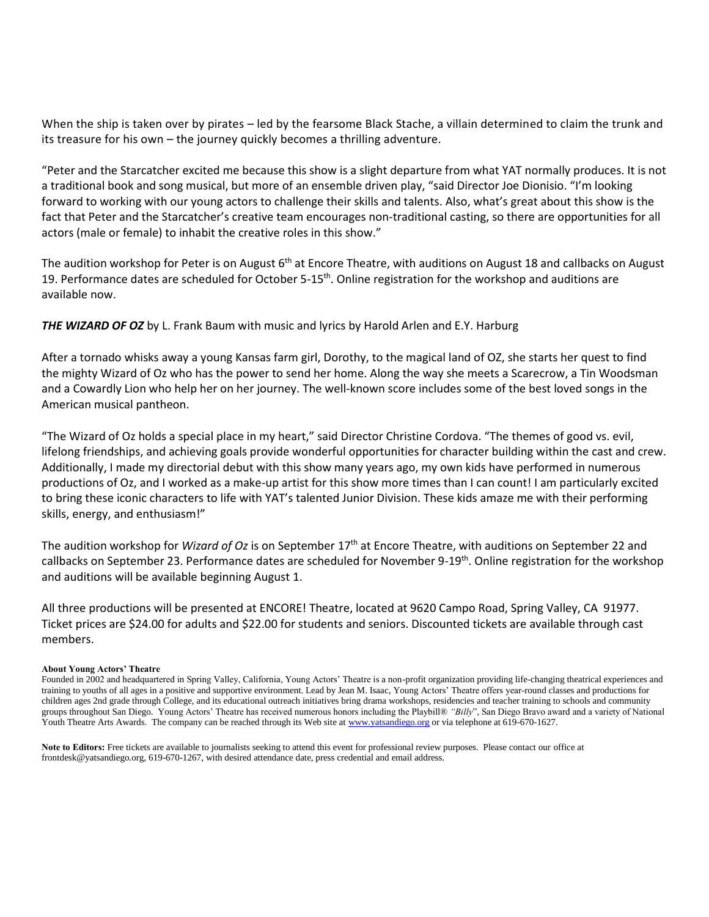When the ship is taken over by pirates – led by the fearsome Black Stache, a villain determined to claim the trunk and its treasure for his own – the journey quickly becomes a thrilling adventure.

"Peter and the Starcatcher excited me because this show is a slight departure from what YAT normally produces. It is not a traditional book and song musical, but more of an ensemble driven play, "said Director Joe Dionisio. "I'm looking forward to working with our young actors to challenge their skills and talents. Also, what's great about this show is the fact that Peter and the Starcatcher's creative team encourages non-traditional casting, so there are opportunities for all actors (male or female) to inhabit the creative roles in this show."

The audition workshop for Peter is on August 6th at Encore Theatre, with auditions on August 18 and callbacks on August 19. Performance dates are scheduled for October 5-15th. Online registration for the workshop and auditions are available now.

***THE WIZARD OF OZ*** by L. Frank Baum with music and lyrics by Harold Arlen and E.Y. Harburg

After a tornado whisks away a young Kansas farm girl, Dorothy, to the magical land of OZ, she starts her quest to find the mighty Wizard of Oz who has the power to send her home. Along the way she meets a Scarecrow, a Tin Woodsman and a Cowardly Lion who help her on her journey. The well-known score includes some of the best loved songs in the American musical pantheon.

"The Wizard of Oz holds a special place in my heart," said Director Christine Cordova. "The themes of good vs. evil, lifelong friendships, and achieving goals provide wonderful opportunities for character building within the cast and crew. Additionally, I made my directorial debut with this show many years ago, my own kids have performed in numerous productions of Oz, and I worked as a make-up artist for this show more times than I can count! I am particularly excited to bring these iconic characters to life with YAT's talented Junior Division. These kids amaze me with their performing skills, energy, and enthusiasm!"

The audition workshop for *Wizard of Oz* is on September 17th at Encore Theatre, with auditions on September 22 and callbacks on September 23. Performance dates are scheduled for November 9-19th. Online registration for the workshop and auditions will be available beginning August 1.

All three productions will be presented at ENCORE! Theatre, located at 9620 Campo Road, Spring Valley, CA 91977. Ticket prices are $24.00 for adults and $22.00 for students and seniors. Discounted tickets are available through cast members.

**About Young Actors' Theatre**

Founded in 2002 and headquartered in Spring Valley, California, Young Actors' Theatre is a non-profit organization providing life-changing theatrical experiences and training to youths of all ages in a positive and supportive environment. Lead by Jean M. Isaac, Young Actors' Theatre offers year-round classes and productions for children ages 2nd grade through College, and its educational outreach initiatives bring drama workshops, residencies and teacher training to schools and community groups throughout San Diego. Young Actors' Theatre has received numerous honors including the Playbill® *"Billy*", San Diego Bravo award and a variety of National Youth Theatre Arts Awards. The company can be reached through its Web site at www.yatsandiego.org or via telephone at 619-670-1627.

**Note to Editors:** Free tickets are available to journalists seeking to attend this event for professional review purposes. Please contact our office at frontdesk@yatsandiego.org, 619-670-1267, with desired attendance date, press credential and email address.